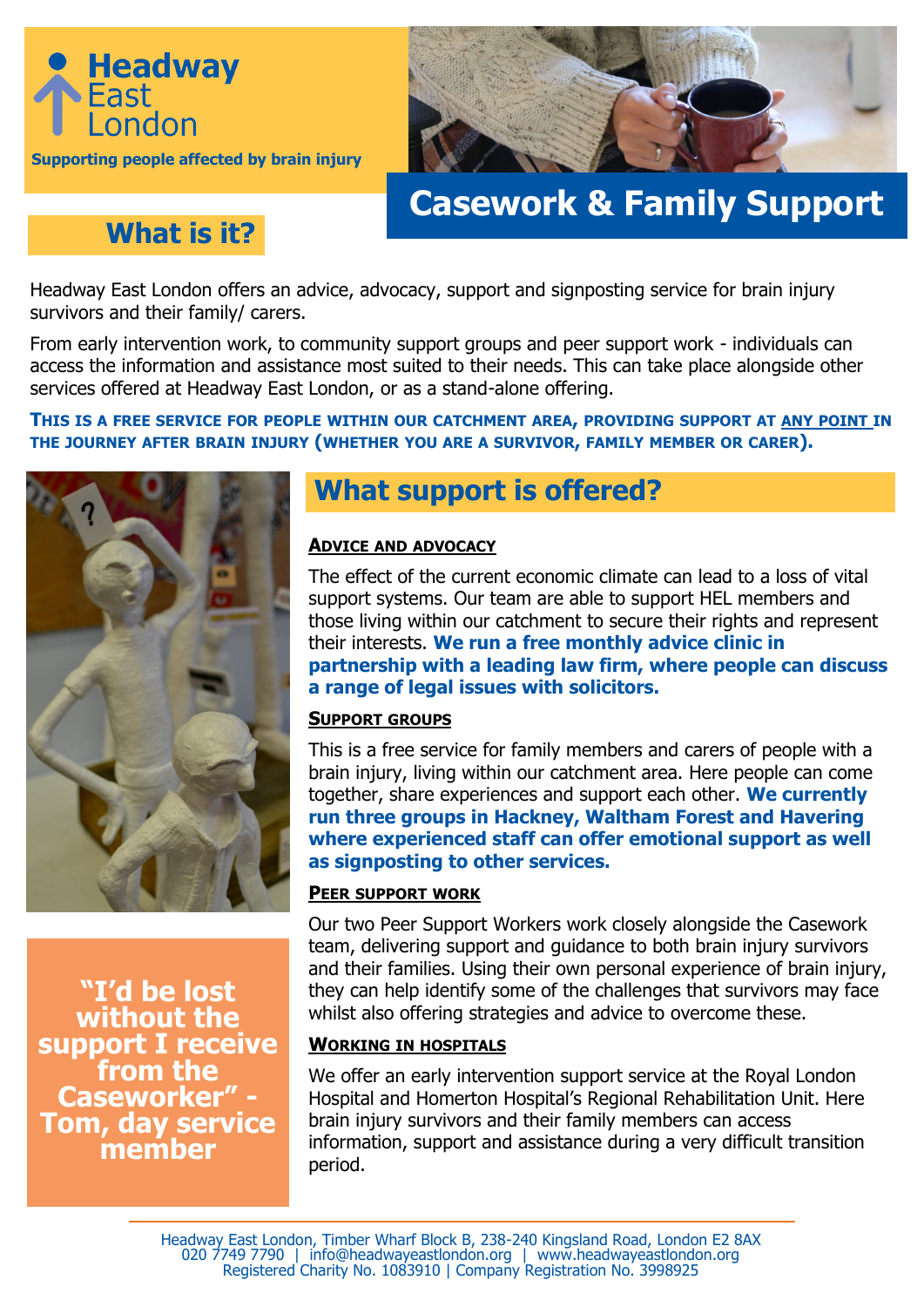# Headway East London

**Supporting people affected by brain injury**

# Casework & Family Support

## What is it?

Headway East London offers an advice, advocacy, support and signposting service for brain injury survivors and their family/ carers.

From early intervention work, to community support groups and peer support work - individuals can access the information and assistance most suited to their needs. This can take place alongside other services offered at Headway East London, or as a stand-alone offering.

**THIS IS A FREE SERVICE FOR PEOPLE WITHIN OUR CATCHMENT AREA, PROVIDING SUPPORT AT ANY POINT IN THE JOURNEY AFTER BRAIN INJURY (WHETHER YOU ARE A SURVIVOR, FAMILY MEMBER OR CARER).**

## What support is offered?

### ADVICE AND ADVOCACY

The effect of the current economic climate can lead to a loss of vital support systems. Our team are able to support HEL members and those living within our catchment to secure their rights and represent their interests. **We run a free monthly advice clinic in partnership with a leading law firm, where people can discuss a range of legal issues with solicitors.**

### SUPPORT GROUPS

This is a free service for family members and carers of people with a brain injury, living within our catchment area. Here people can come together, share experiences and support each other. **We currently run three groups in Hackney, Waltham Forest and Havering where experienced staff can offer emotional support as well as signposting to other services.**

### PEER SUPPORT WORK

Our two Peer Support Workers work closely alongside the Casework team, delivering support and guidance to both brain injury survivors and their families. Using their own personal experience of brain injury, they can help identify some of the challenges that survivors may face whilst also offering strategies and advice to overcome these.

### WORKING IN HOSPITALS

We offer an early intervention support service at the Royal London Hospital and Homerton Hospital's Regional Rehabilitation Unit. Here brain injury survivors and their family members can access information, support and assistance during a very difficult transition period.

**"I'd be lost without the support I receive from the Caseworker" - Tom, day service member**

Headway East London, Timber Wharf Block B, 238-240 Kingsland Road, London E2 8AX
020 7749 7790 | info@headwayeastlondon.org | www.headwayeastlondon.org
Registered Charity No. 1083910 | Company Registration No. 3998925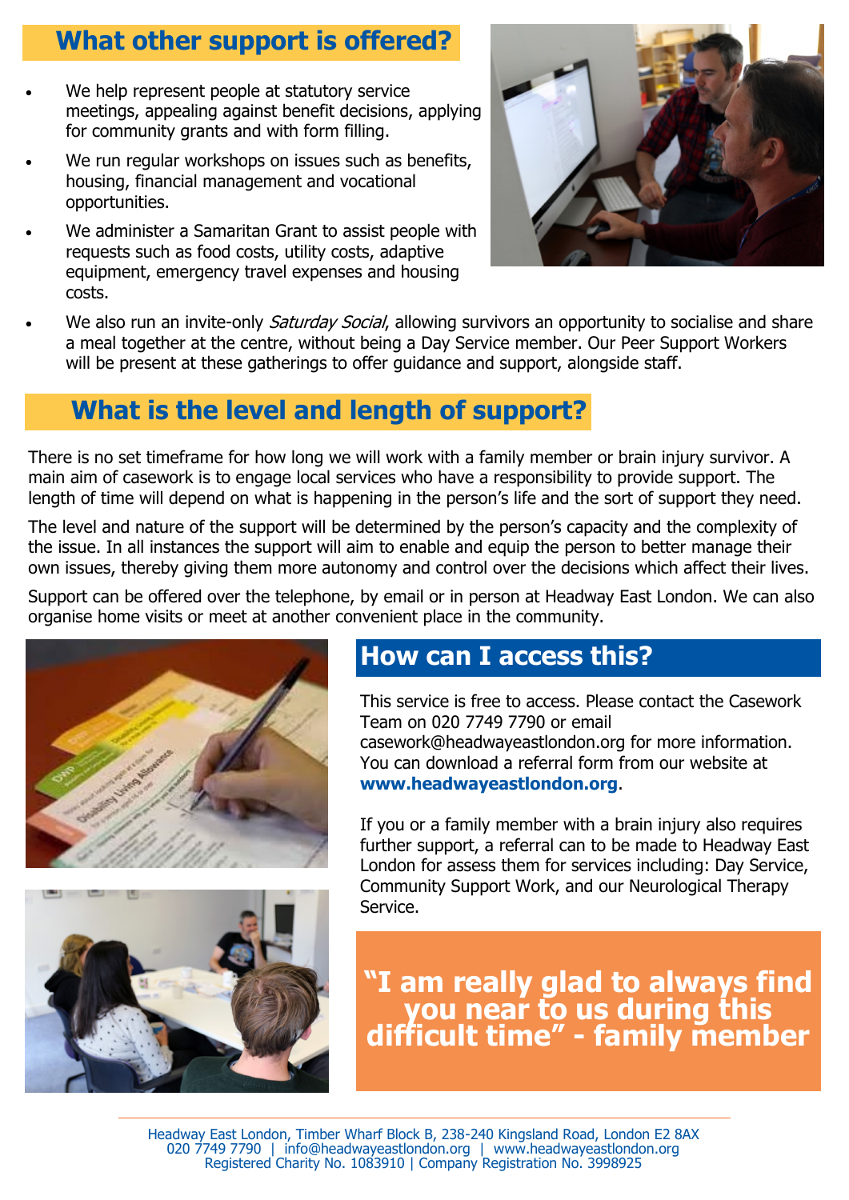## What other support is offered?

- We help represent people at statutory service meetings, appealing against benefit decisions, applying for community grants and with form filling.
- We run regular workshops on issues such as benefits, housing, financial management and vocational opportunities.
- We administer a Samaritan Grant to assist people with requests such as food costs, utility costs, adaptive equipment, emergency travel expenses and housing costs.
- We also run an invite-only *Saturday Social*, allowing survivors an opportunity to socialise and share a meal together at the centre, without being a Day Service member. Our Peer Support Workers will be present at these gatherings to offer guidance and support, alongside staff.

## What is the level and length of support?

There is no set timeframe for how long we will work with a family member or brain injury survivor. A main aim of casework is to engage local services who have a responsibility to provide support. The length of time will depend on what is happening in the person's life and the sort of support they need.

The level and nature of the support will be determined by the person's capacity and the complexity of the issue. In all instances the support will aim to enable and equip the person to better manage their own issues, thereby giving them more autonomy and control over the decisions which affect their lives.

Support can be offered over the telephone, by email or in person at Headway East London. We can also organise home visits or meet at another convenient place in the community.

## How can I access this?

This service is free to access. Please contact the Casework Team on 020 7749 7790 or email casework@headwayeastlondon.org for more information. You can download a referral form from our website at **www.headwayeastlondon.org**.

If you or a family member with a brain injury also requires further support, a referral can to be made to Headway East London for assess them for services including: Day Service, Community Support Work, and our Neurological Therapy Service.

**"I am really glad to always find you near to us during this difficult time" - family member**

Headway East London, Timber Wharf Block B, 238-240 Kingsland Road, London E2 8AX
020 7749 7790 | info@headwayeastlondon.org | www.headwayeastlondon.org
Registered Charity No. 1083910 | Company Registration No. 3998925